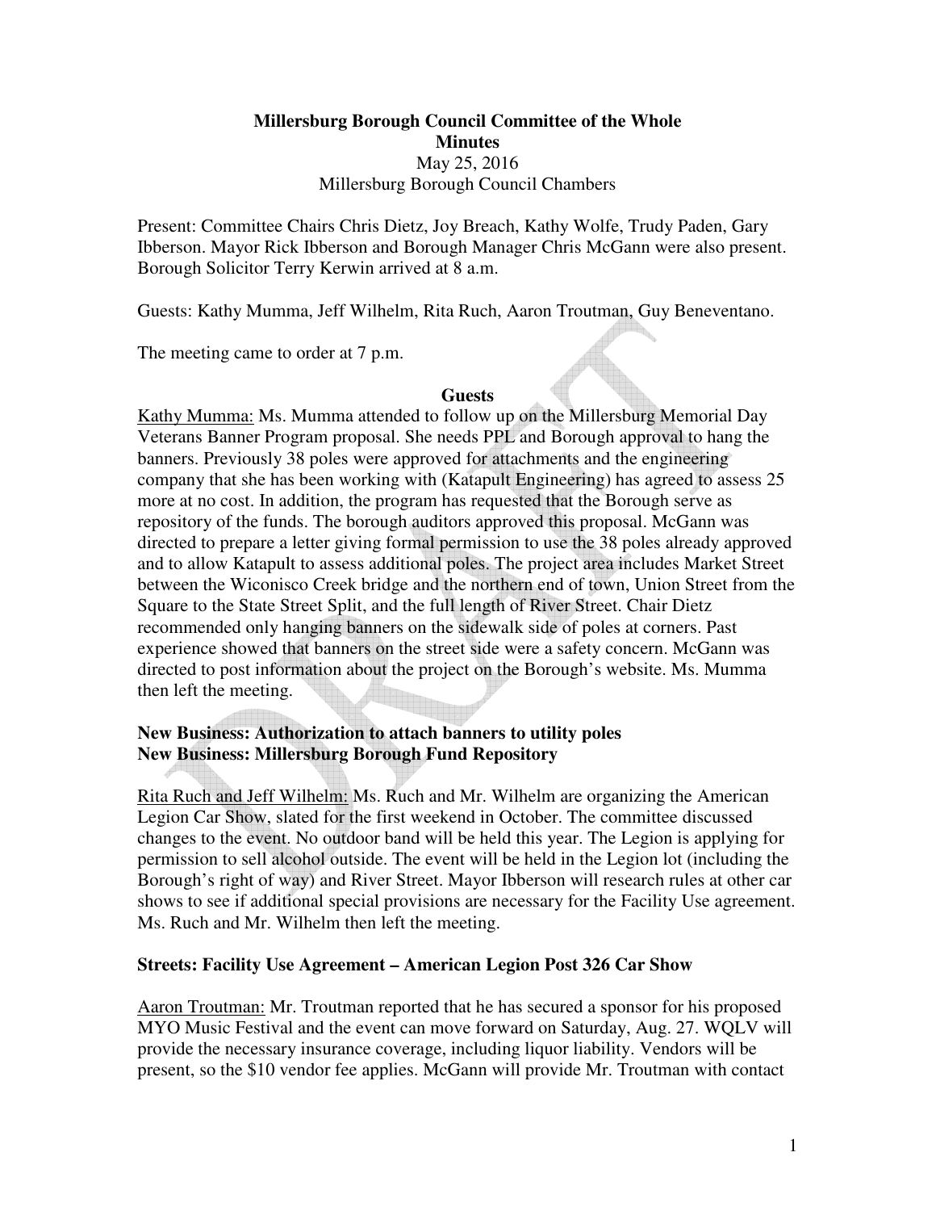**Millersburg Borough Council Committee of the Whole**
**Minutes**
May 25, 2016
Millersburg Borough Council Chambers

Present: Committee Chairs Chris Dietz, Joy Breach, Kathy Wolfe, Trudy Paden, Gary Ibberson. Mayor Rick Ibberson and Borough Manager Chris McGann were also present. Borough Solicitor Terry Kerwin arrived at 8 a.m.

Guests: Kathy Mumma, Jeff Wilhelm, Rita Ruch, Aaron Troutman, Guy Beneventano.

The meeting came to order at 7 p.m.

## Guests

Kathy Mumma: Ms. Mumma attended to follow up on the Millersburg Memorial Day Veterans Banner Program proposal. She needs PPL and Borough approval to hang the banners. Previously 38 poles were approved for attachments and the engineering company that she has been working with (Katapult Engineering) has agreed to assess 25 more at no cost. In addition, the program has requested that the Borough serve as repository of the funds. The borough auditors approved this proposal. McGann was directed to prepare a letter giving formal permission to use the 38 poles already approved and to allow Katapult to assess additional poles. The project area includes Market Street between the Wiconisco Creek bridge and the northern end of town, Union Street from the Square to the State Street Split, and the full length of River Street. Chair Dietz recommended only hanging banners on the sidewalk side of poles at corners. Past experience showed that banners on the street side were a safety concern. McGann was directed to post information about the project on the Borough's website. Ms. Mumma then left the meeting.

**New Business: Authorization to attach banners to utility poles**
**New Business: Millersburg Borough Fund Repository**

Rita Ruch and Jeff Wilhelm: Ms. Ruch and Mr. Wilhelm are organizing the American Legion Car Show, slated for the first weekend in October. The committee discussed changes to the event. No outdoor band will be held this year. The Legion is applying for permission to sell alcohol outside. The event will be held in the Legion lot (including the Borough's right of way) and River Street. Mayor Ibberson will research rules at other car shows to see if additional special provisions are necessary for the Facility Use agreement. Ms. Ruch and Mr. Wilhelm then left the meeting.

**Streets: Facility Use Agreement – American Legion Post 326 Car Show**

Aaron Troutman: Mr. Troutman reported that he has secured a sponsor for his proposed MYO Music Festival and the event can move forward on Saturday, Aug. 27. WQLV will provide the necessary insurance coverage, including liquor liability. Vendors will be present, so the $10 vendor fee applies. McGann will provide Mr. Troutman with contact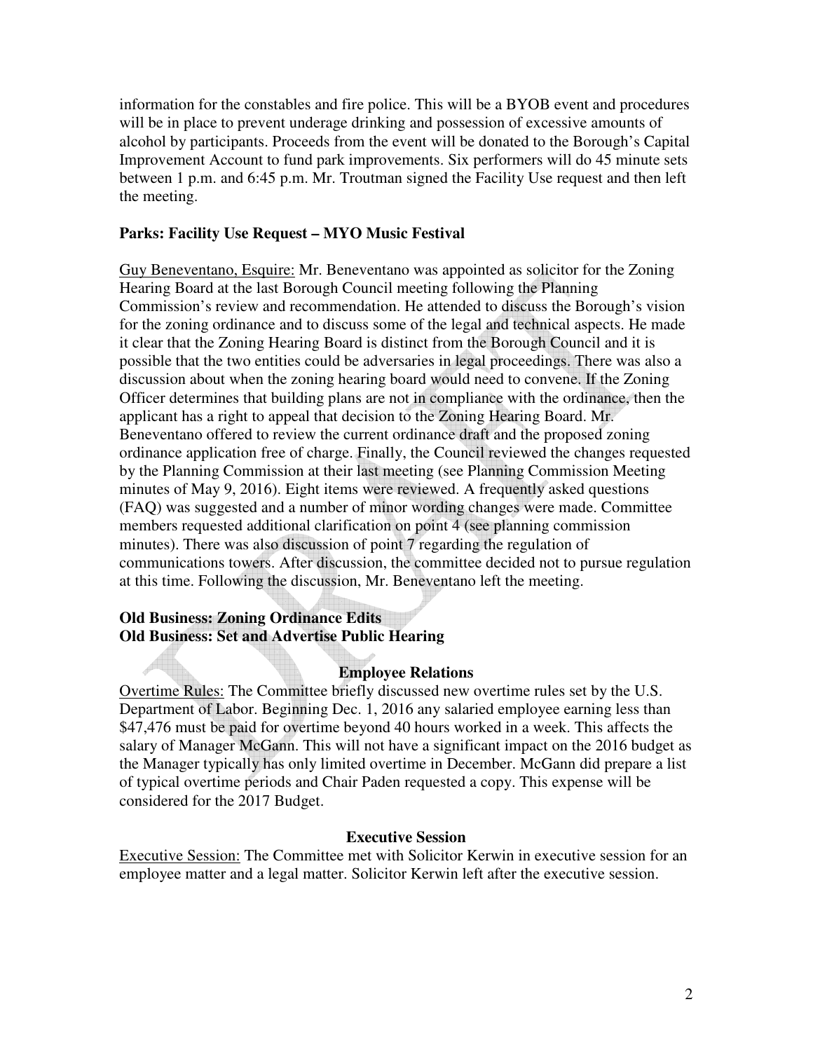information for the constables and fire police. This will be a BYOB event and procedures will be in place to prevent underage drinking and possession of excessive amounts of alcohol by participants. Proceeds from the event will be donated to the Borough's Capital Improvement Account to fund park improvements. Six performers will do 45 minute sets between 1 p.m. and 6:45 p.m. Mr. Troutman signed the Facility Use request and then left the meeting.

**Parks: Facility Use Request – MYO Music Festival**

Guy Beneventano, Esquire: Mr. Beneventano was appointed as solicitor for the Zoning Hearing Board at the last Borough Council meeting following the Planning Commission's review and recommendation. He attended to discuss the Borough's vision for the zoning ordinance and to discuss some of the legal and technical aspects. He made it clear that the Zoning Hearing Board is distinct from the Borough Council and it is possible that the two entities could be adversaries in legal proceedings. There was also a discussion about when the zoning hearing board would need to convene. If the Zoning Officer determines that building plans are not in compliance with the ordinance, then the applicant has a right to appeal that decision to the Zoning Hearing Board. Mr. Beneventano offered to review the current ordinance draft and the proposed zoning ordinance application free of charge. Finally, the Council reviewed the changes requested by the Planning Commission at their last meeting (see Planning Commission Meeting minutes of May 9, 2016). Eight items were reviewed. A frequently asked questions (FAQ) was suggested and a number of minor wording changes were made. Committee members requested additional clarification on point 4 (see planning commission minutes). There was also discussion of point 7 regarding the regulation of communications towers. After discussion, the committee decided not to pursue regulation at this time. Following the discussion, Mr. Beneventano left the meeting.

**Old Business: Zoning Ordinance Edits**
**Old Business: Set and Advertise Public Hearing**

**Employee Relations**

Overtime Rules: The Committee briefly discussed new overtime rules set by the U.S. Department of Labor. Beginning Dec. 1, 2016 any salaried employee earning less than $47,476 must be paid for overtime beyond 40 hours worked in a week. This affects the salary of Manager McGann. This will not have a significant impact on the 2016 budget as the Manager typically has only limited overtime in December. McGann did prepare a list of typical overtime periods and Chair Paden requested a copy. This expense will be considered for the 2017 Budget.

**Executive Session**

Executive Session: The Committee met with Solicitor Kerwin in executive session for an employee matter and a legal matter. Solicitor Kerwin left after the executive session.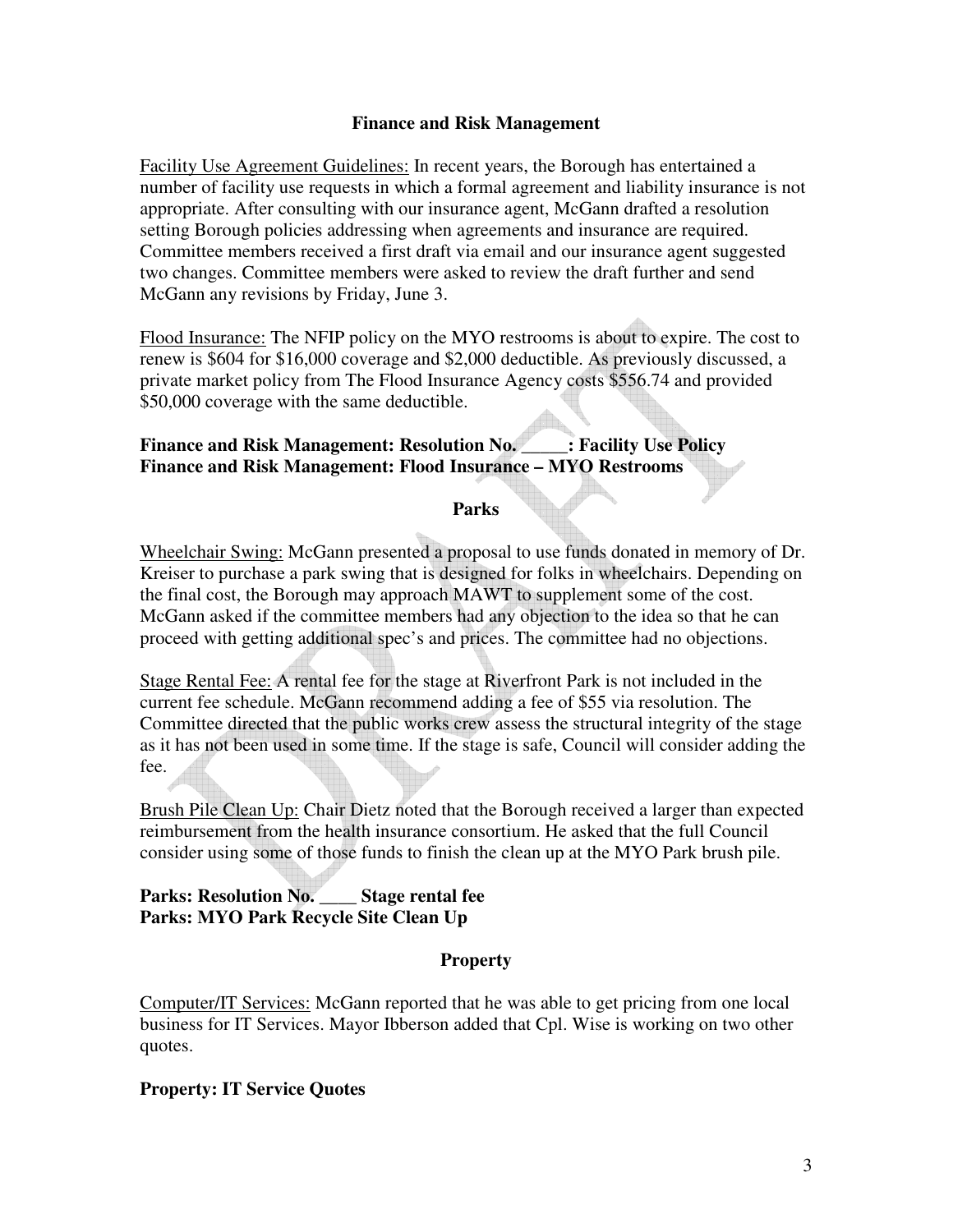## Finance and Risk Management

Facility Use Agreement Guidelines: In recent years, the Borough has entertained a number of facility use requests in which a formal agreement and liability insurance is not appropriate. After consulting with our insurance agent, McGann drafted a resolution setting Borough policies addressing when agreements and insurance are required. Committee members received a first draft via email and our insurance agent suggested two changes. Committee members were asked to review the draft further and send McGann any revisions by Friday, June 3.

Flood Insurance: The NFIP policy on the MYO restrooms is about to expire. The cost to renew is $604 for $16,000 coverage and $2,000 deductible. As previously discussed, a private market policy from The Flood Insurance Agency costs $556.74 and provided $50,000 coverage with the same deductible.

**Finance and Risk Management: Resolution No. _____: Facility Use Policy**
**Finance and Risk Management: Flood Insurance – MYO Restrooms**

## Parks

Wheelchair Swing: McGann presented a proposal to use funds donated in memory of Dr. Kreiser to purchase a park swing that is designed for folks in wheelchairs. Depending on the final cost, the Borough may approach MAWT to supplement some of the cost. McGann asked if the committee members had any objection to the idea so that he can proceed with getting additional spec's and prices. The committee had no objections.

Stage Rental Fee: A rental fee for the stage at Riverfront Park is not included in the current fee schedule. McGann recommend adding a fee of $55 via resolution. The Committee directed that the public works crew assess the structural integrity of the stage as it has not been used in some time. If the stage is safe, Council will consider adding the fee.

Brush Pile Clean Up: Chair Dietz noted that the Borough received a larger than expected reimbursement from the health insurance consortium. He asked that the full Council consider using some of those funds to finish the clean up at the MYO Park brush pile.

**Parks: Resolution No. ____ Stage rental fee**
**Parks: MYO Park Recycle Site Clean Up**

## Property

Computer/IT Services: McGann reported that he was able to get pricing from one local business for IT Services. Mayor Ibberson added that Cpl. Wise is working on two other quotes.

**Property: IT Service Quotes**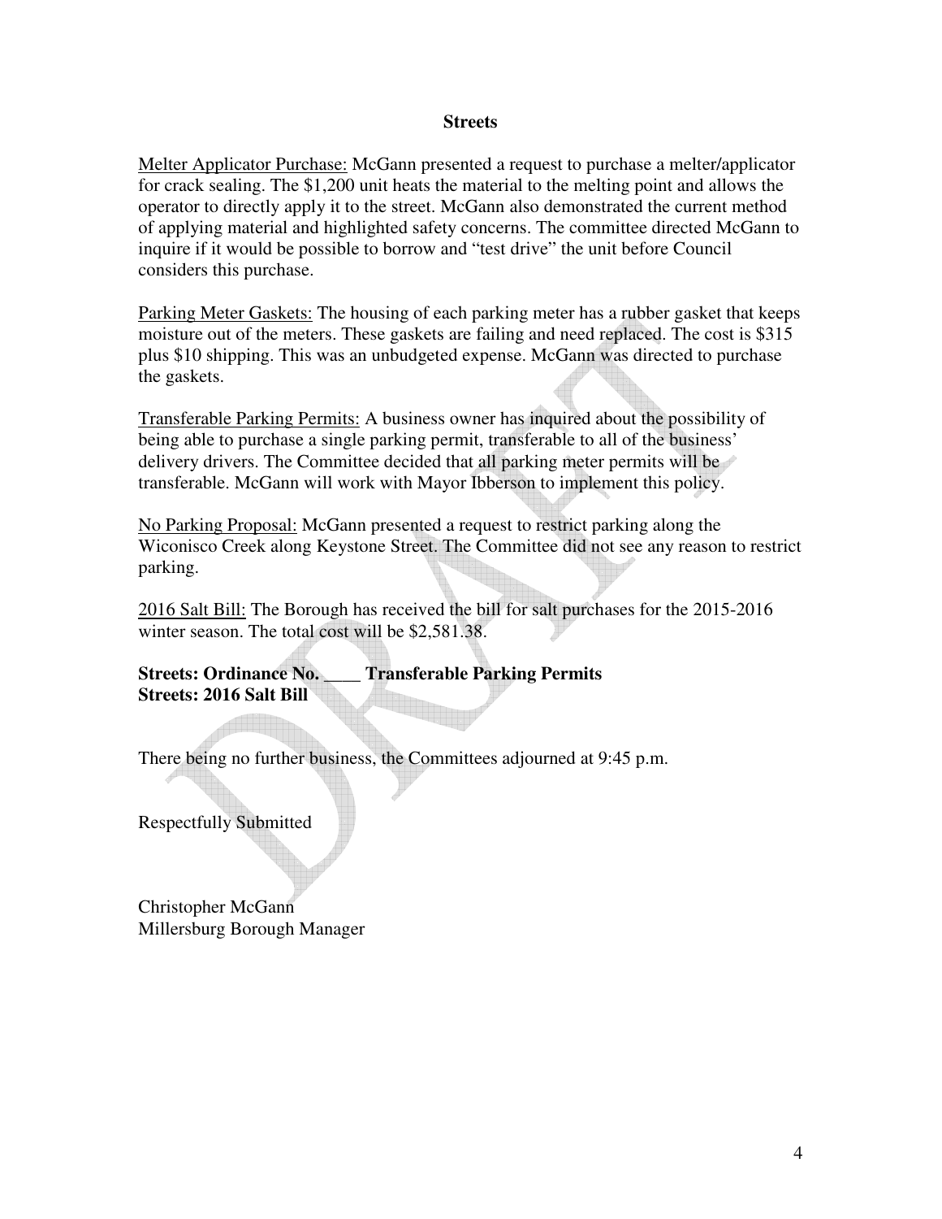## Streets

Melter Applicator Purchase: McGann presented a request to purchase a melter/applicator for crack sealing. The $1,200 unit heats the material to the melting point and allows the operator to directly apply it to the street. McGann also demonstrated the current method of applying material and highlighted safety concerns. The committee directed McGann to inquire if it would be possible to borrow and "test drive" the unit before Council considers this purchase.

Parking Meter Gaskets: The housing of each parking meter has a rubber gasket that keeps moisture out of the meters. These gaskets are failing and need replaced. The cost is $315 plus $10 shipping. This was an unbudgeted expense. McGann was directed to purchase the gaskets.

Transferable Parking Permits: A business owner has inquired about the possibility of being able to purchase a single parking permit, transferable to all of the business' delivery drivers. The Committee decided that all parking meter permits will be transferable. McGann will work with Mayor Ibberson to implement this policy.

No Parking Proposal: McGann presented a request to restrict parking along the Wiconisco Creek along Keystone Street. The Committee did not see any reason to restrict parking.

2016 Salt Bill: The Borough has received the bill for salt purchases for the 2015-2016 winter season. The total cost will be $2,581.38.

**Streets: Ordinance No. ____ Transferable Parking Permits**
**Streets: 2016 Salt Bill**

There being no further business, the Committees adjourned at 9:45 p.m.

Respectfully Submitted

Christopher McGann
Millersburg Borough Manager